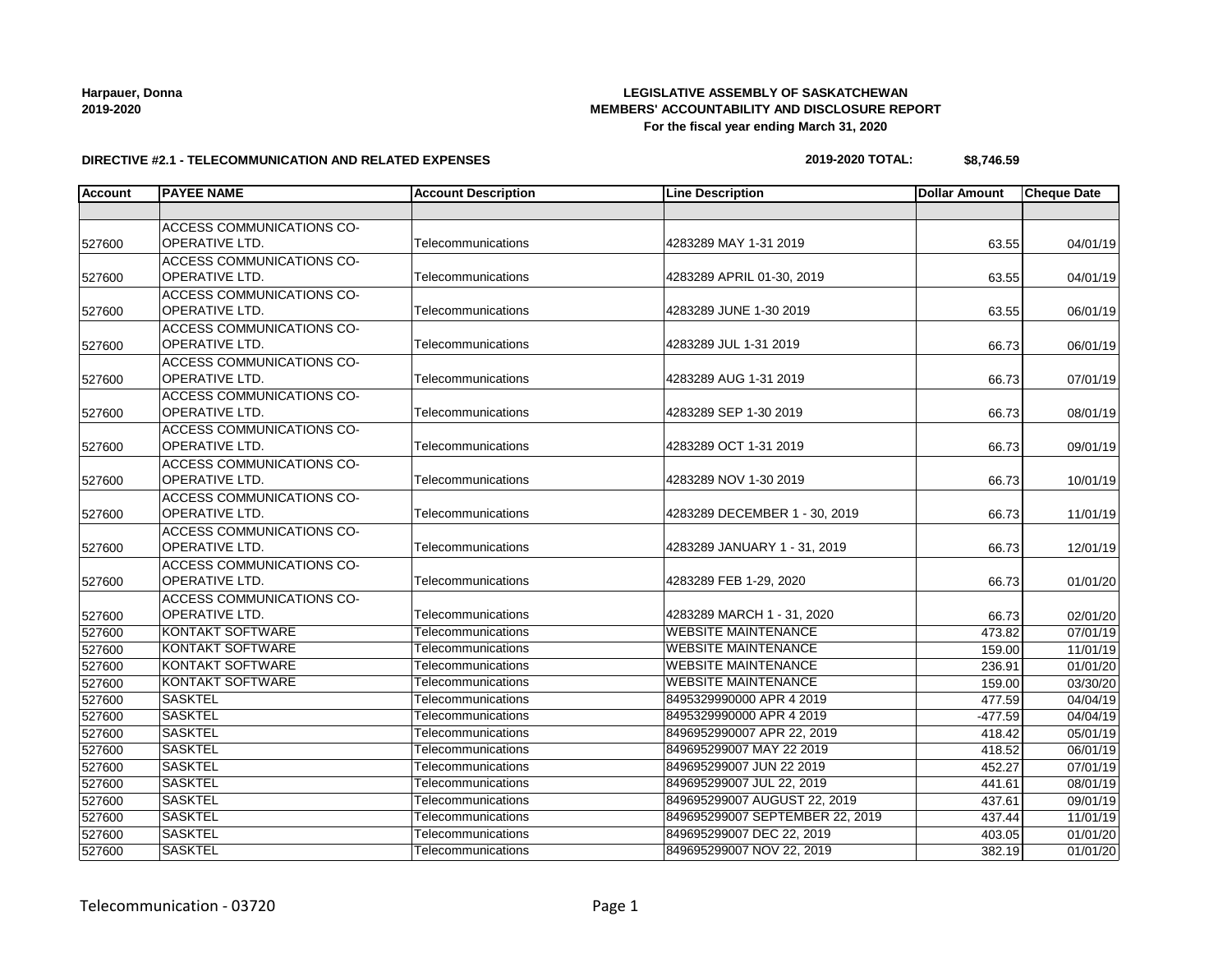**Harpauer, Donna**
**2019-2020**

**LEGISLATIVE ASSEMBLY OF SASKATCHEWAN**
**MEMBERS' ACCOUNTABILITY AND DISCLOSURE REPORT**
**For the fiscal year ending March 31, 2020**

**DIRECTIVE #2.1 - TELECOMMUNICATION AND RELATED EXPENSES**

**2019-2020 TOTAL: $8,746.59**

| Account | PAYEE NAME | Account Description | Line Description | Dollar Amount | Cheque Date |
|---|---|---|---|---|---|
| | | | | | |
| 527600 | ACCESS COMMUNICATIONS CO-OPERATIVE LTD. | Telecommunications | 4283289 MAY 1-31 2019 | 63.55 | 04/01/19 |
| 527600 | ACCESS COMMUNICATIONS CO-OPERATIVE LTD. | Telecommunications | 4283289 APRIL 01-30, 2019 | 63.55 | 04/01/19 |
| 527600 | ACCESS COMMUNICATIONS CO-OPERATIVE LTD. | Telecommunications | 4283289 JUNE 1-30 2019 | 63.55 | 06/01/19 |
| 527600 | ACCESS COMMUNICATIONS CO-OPERATIVE LTD. | Telecommunications | 4283289 JUL 1-31 2019 | 66.73 | 06/01/19 |
| 527600 | ACCESS COMMUNICATIONS CO-OPERATIVE LTD. | Telecommunications | 4283289 AUG 1-31 2019 | 66.73 | 07/01/19 |
| 527600 | ACCESS COMMUNICATIONS CO-OPERATIVE LTD. | Telecommunications | 4283289 SEP 1-30 2019 | 66.73 | 08/01/19 |
| 527600 | ACCESS COMMUNICATIONS CO-OPERATIVE LTD. | Telecommunications | 4283289 OCT 1-31 2019 | 66.73 | 09/01/19 |
| 527600 | ACCESS COMMUNICATIONS CO-OPERATIVE LTD. | Telecommunications | 4283289 NOV 1-30 2019 | 66.73 | 10/01/19 |
| 527600 | ACCESS COMMUNICATIONS CO-OPERATIVE LTD. | Telecommunications | 4283289 DECEMBER 1 - 30, 2019 | 66.73 | 11/01/19 |
| 527600 | ACCESS COMMUNICATIONS CO-OPERATIVE LTD. | Telecommunications | 4283289 JANUARY 1 - 31, 2019 | 66.73 | 12/01/19 |
| 527600 | ACCESS COMMUNICATIONS CO-OPERATIVE LTD. | Telecommunications | 4283289 FEB 1-29, 2020 | 66.73 | 01/01/20 |
| 527600 | ACCESS COMMUNICATIONS CO-OPERATIVE LTD. | Telecommunications | 4283289 MARCH 1 - 31, 2020 | 66.73 | 02/01/20 |
| 527600 | KONTAKT SOFTWARE | Telecommunications | WEBSITE MAINTENANCE | 473.82 | 07/01/19 |
| 527600 | KONTAKT SOFTWARE | Telecommunications | WEBSITE MAINTENANCE | 159.00 | 11/01/19 |
| 527600 | KONTAKT SOFTWARE | Telecommunications | WEBSITE MAINTENANCE | 236.91 | 01/01/20 |
| 527600 | KONTAKT SOFTWARE | Telecommunications | WEBSITE MAINTENANCE | 159.00 | 03/30/20 |
| 527600 | SASKTEL | Telecommunications | 8495329990000 APR 4 2019 | 477.59 | 04/04/19 |
| 527600 | SASKTEL | Telecommunications | 8495329990000 APR 4 2019 | -477.59 | 04/04/19 |
| 527600 | SASKTEL | Telecommunications | 8496952990007 APR 22, 2019 | 418.42 | 05/01/19 |
| 527600 | SASKTEL | Telecommunications | 849695299007 MAY 22 2019 | 418.52 | 06/01/19 |
| 527600 | SASKTEL | Telecommunications | 849695299007 JUN 22 2019 | 452.27 | 07/01/19 |
| 527600 | SASKTEL | Telecommunications | 849695299007 JUL 22, 2019 | 441.61 | 08/01/19 |
| 527600 | SASKTEL | Telecommunications | 849695299007 AUGUST 22, 2019 | 437.61 | 09/01/19 |
| 527600 | SASKTEL | Telecommunications | 849695299007 SEPTEMBER 22, 2019 | 437.44 | 11/01/19 |
| 527600 | SASKTEL | Telecommunications | 849695299007 DEC 22, 2019 | 403.05 | 01/01/20 |
| 527600 | SASKTEL | Telecommunications | 849695299007 NOV 22, 2019 | 382.19 | 01/01/20 |

Telecommunication - 03720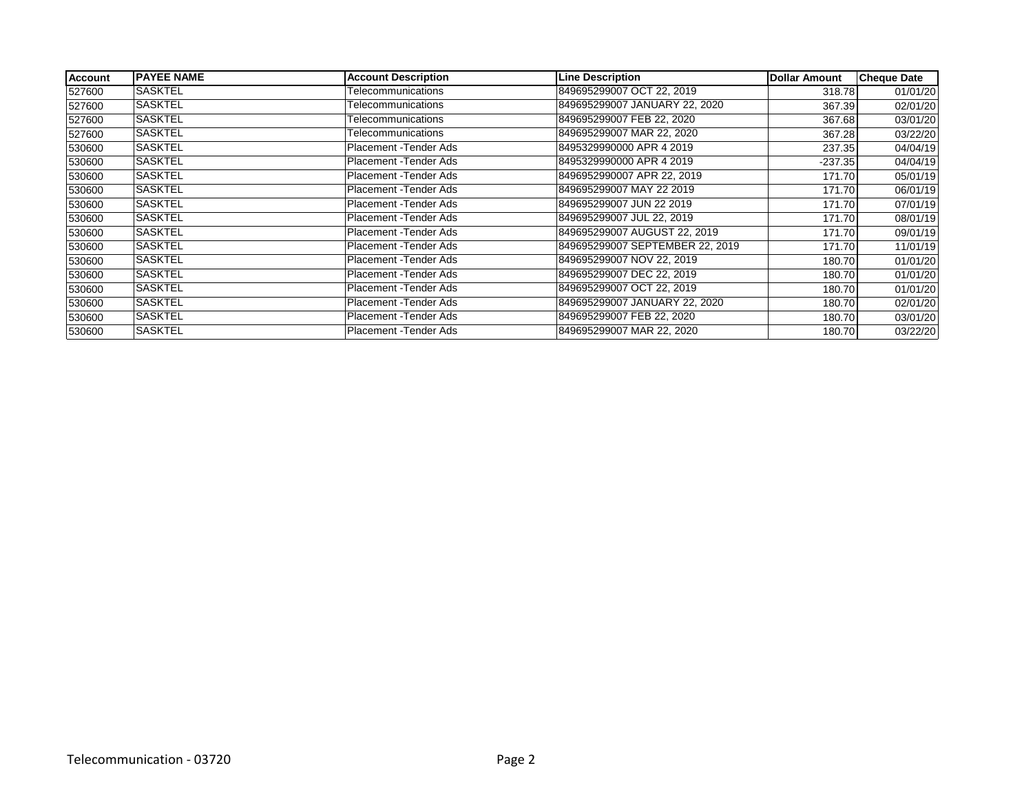| Account | PAYEE NAME | Account Description | Line Description | Dollar Amount | Cheque Date |
|---|---|---|---|---|---|
| 527600 | SASKTEL | Telecommunications | 849695299007 OCT 22, 2019 | 318.78 | 01/01/20 |
| 527600 | SASKTEL | Telecommunications | 849695299007 JANUARY 22, 2020 | 367.39 | 02/01/20 |
| 527600 | SASKTEL | Telecommunications | 849695299007 FEB 22, 2020 | 367.68 | 03/01/20 |
| 527600 | SASKTEL | Telecommunications | 849695299007 MAR 22, 2020 | 367.28 | 03/22/20 |
| 530600 | SASKTEL | Placement -Tender Ads | 8495329990000 APR 4 2019 | 237.35 | 04/04/19 |
| 530600 | SASKTEL | Placement -Tender Ads | 8495329990000 APR 4 2019 | -237.35 | 04/04/19 |
| 530600 | SASKTEL | Placement -Tender Ads | 8496952990007 APR 22, 2019 | 171.70 | 05/01/19 |
| 530600 | SASKTEL | Placement -Tender Ads | 849695299007 MAY 22 2019 | 171.70 | 06/01/19 |
| 530600 | SASKTEL | Placement -Tender Ads | 849695299007 JUN 22 2019 | 171.70 | 07/01/19 |
| 530600 | SASKTEL | Placement -Tender Ads | 849695299007 JUL 22, 2019 | 171.70 | 08/01/19 |
| 530600 | SASKTEL | Placement -Tender Ads | 849695299007 AUGUST 22, 2019 | 171.70 | 09/01/19 |
| 530600 | SASKTEL | Placement -Tender Ads | 849695299007 SEPTEMBER 22, 2019 | 171.70 | 11/01/19 |
| 530600 | SASKTEL | Placement -Tender Ads | 849695299007 NOV 22, 2019 | 180.70 | 01/01/20 |
| 530600 | SASKTEL | Placement -Tender Ads | 849695299007 DEC 22, 2019 | 180.70 | 01/01/20 |
| 530600 | SASKTEL | Placement -Tender Ads | 849695299007 OCT 22, 2019 | 180.70 | 01/01/20 |
| 530600 | SASKTEL | Placement -Tender Ads | 849695299007 JANUARY 22, 2020 | 180.70 | 02/01/20 |
| 530600 | SASKTEL | Placement -Tender Ads | 849695299007 FEB 22, 2020 | 180.70 | 03/01/20 |
| 530600 | SASKTEL | Placement -Tender Ads | 849695299007 MAR 22, 2020 | 180.70 | 03/22/20 |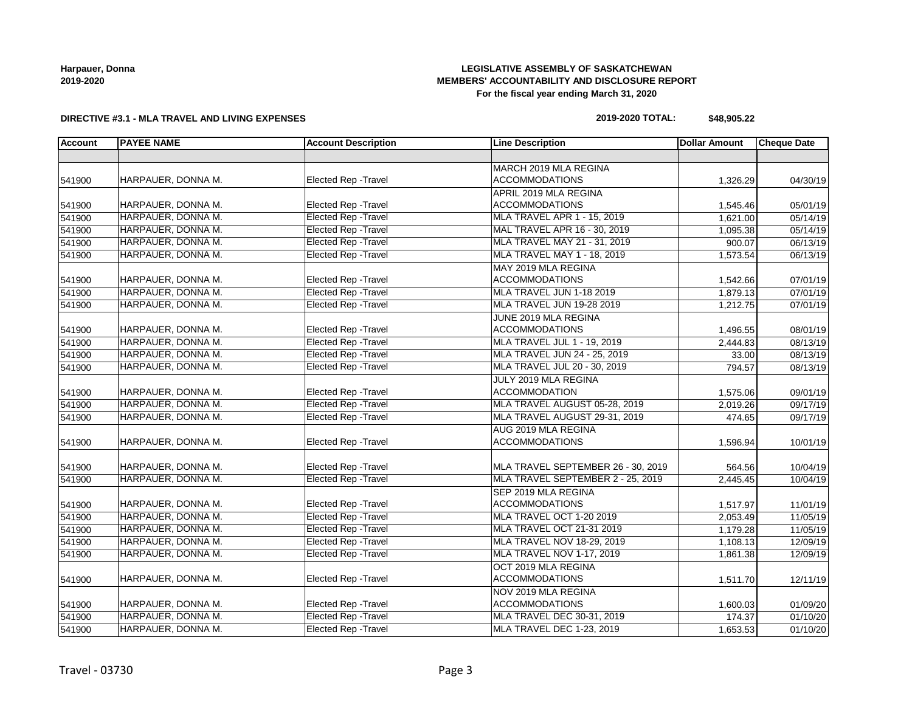**Harpauer, Donna**
**2019-2020**

# LEGISLATIVE ASSEMBLY OF SASKATCHEWAN
## MEMBERS' ACCOUNTABILITY AND DISCLOSURE REPORT
**For the fiscal year ending March 31, 2020**

**DIRECTIVE #3.1 - MLA TRAVEL AND LIVING EXPENSES**

**2019-2020 TOTAL: $48,905.22**

| Account | PAYEE NAME | Account Description | Line Description | Dollar Amount | Cheque Date |
|---|---|---|---|---|---|
| | | | | | |
| 541900 | HARPAUER, DONNA M. | Elected Rep -Travel | MARCH 2019 MLA REGINA ACCOMMODATIONS | 1,326.29 | 04/30/19 |
| 541900 | HARPAUER, DONNA M. | Elected Rep -Travel | APRIL 2019 MLA REGINA ACCOMMODATIONS | 1,545.46 | 05/01/19 |
| 541900 | HARPAUER, DONNA M. | Elected Rep -Travel | MLA TRAVEL APR 1 - 15, 2019 | 1,621.00 | 05/14/19 |
| 541900 | HARPAUER, DONNA M. | Elected Rep -Travel | MAL TRAVEL APR 16 - 30, 2019 | 1,095.38 | 05/14/19 |
| 541900 | HARPAUER, DONNA M. | Elected Rep -Travel | MLA TRAVEL MAY 21 - 31, 2019 | 900.07 | 06/13/19 |
| 541900 | HARPAUER, DONNA M. | Elected Rep -Travel | MLA TRAVEL MAY 1 - 18, 2019 | 1,573.54 | 06/13/19 |
| 541900 | HARPAUER, DONNA M. | Elected Rep -Travel | MAY 2019 MLA REGINA ACCOMMODATIONS | 1,542.66 | 07/01/19 |
| 541900 | HARPAUER, DONNA M. | Elected Rep -Travel | MLA TRAVEL JUN 1-18 2019 | 1,879.13 | 07/01/19 |
| 541900 | HARPAUER, DONNA M. | Elected Rep -Travel | MLA TRAVEL JUN 19-28 2019 | 1,212.75 | 07/01/19 |
| 541900 | HARPAUER, DONNA M. | Elected Rep -Travel | JUNE 2019 MLA REGINA ACCOMMODATIONS | 1,496.55 | 08/01/19 |
| 541900 | HARPAUER, DONNA M. | Elected Rep -Travel | MLA TRAVEL JUL 1 - 19, 2019 | 2,444.83 | 08/13/19 |
| 541900 | HARPAUER, DONNA M. | Elected Rep -Travel | MLA TRAVEL JUN 24 - 25, 2019 | 33.00 | 08/13/19 |
| 541900 | HARPAUER, DONNA M. | Elected Rep -Travel | MLA TRAVEL JUL 20 - 30, 2019 | 794.57 | 08/13/19 |
| 541900 | HARPAUER, DONNA M. | Elected Rep -Travel | JULY 2019 MLA REGINA ACCOMMODATION | 1,575.06 | 09/01/19 |
| 541900 | HARPAUER, DONNA M. | Elected Rep -Travel | MLA TRAVEL AUGUST 05-28, 2019 | 2,019.26 | 09/17/19 |
| 541900 | HARPAUER, DONNA M. | Elected Rep -Travel | MLA TRAVEL AUGUST 29-31, 2019 | 474.65 | 09/17/19 |
| 541900 | HARPAUER, DONNA M. | Elected Rep -Travel | AUG 2019 MLA REGINA ACCOMMODATIONS | 1,596.94 | 10/01/19 |
| 541900 | HARPAUER, DONNA M. | Elected Rep -Travel | MLA TRAVEL SEPTEMBER 26 - 30, 2019 | 564.56 | 10/04/19 |
| 541900 | HARPAUER, DONNA M. | Elected Rep -Travel | MLA TRAVEL SEPTEMBER 2 - 25, 2019 | 2,445.45 | 10/04/19 |
| 541900 | HARPAUER, DONNA M. | Elected Rep -Travel | SEP 2019 MLA REGINA ACCOMMODATIONS | 1,517.97 | 11/01/19 |
| 541900 | HARPAUER, DONNA M. | Elected Rep -Travel | MLA TRAVEL OCT 1-20 2019 | 2,053.49 | 11/05/19 |
| 541900 | HARPAUER, DONNA M. | Elected Rep -Travel | MLA TRAVEL OCT 21-31 2019 | 1,179.28 | 11/05/19 |
| 541900 | HARPAUER, DONNA M. | Elected Rep -Travel | MLA TRAVEL NOV 18-29, 2019 | 1,108.13 | 12/09/19 |
| 541900 | HARPAUER, DONNA M. | Elected Rep -Travel | MLA TRAVEL NOV 1-17, 2019 | 1,861.38 | 12/09/19 |
| 541900 | HARPAUER, DONNA M. | Elected Rep -Travel | OCT 2019 MLA REGINA ACCOMMODATIONS | 1,511.70 | 12/11/19 |
| 541900 | HARPAUER, DONNA M. | Elected Rep -Travel | NOV 2019 MLA REGINA ACCOMMODATIONS | 1,600.03 | 01/09/20 |
| 541900 | HARPAUER, DONNA M. | Elected Rep -Travel | MLA TRAVEL DEC 30-31, 2019 | 174.37 | 01/10/20 |
| 541900 | HARPAUER, DONNA M. | Elected Rep -Travel | MLA TRAVEL DEC 1-23, 2019 | 1,653.53 | 01/10/20 |

Travel - 03730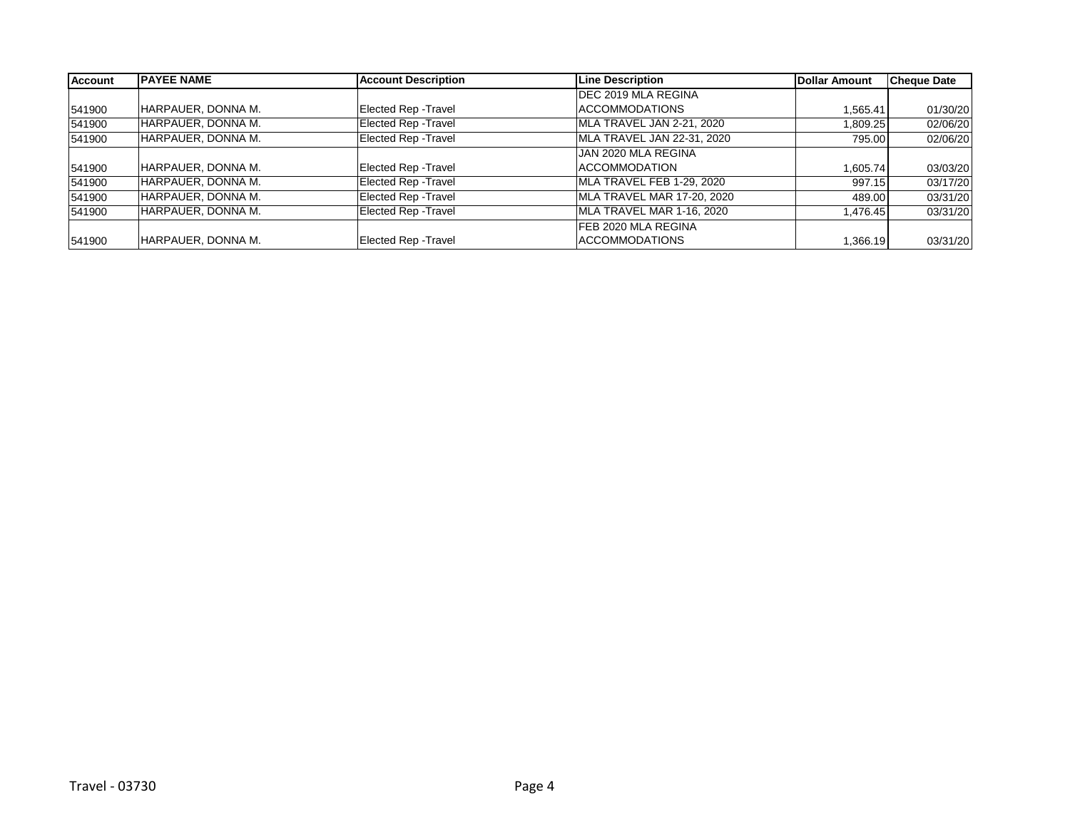| Account | PAYEE NAME | Account Description | Line Description | Dollar Amount | Cheque Date |
|---|---|---|---|---|---|
| 541900 | HARPAUER, DONNA M. | Elected Rep -Travel | DEC 2019 MLA REGINA ACCOMMODATIONS | 1,565.41 | 01/30/20 |
| 541900 | HARPAUER, DONNA M. | Elected Rep -Travel | MLA TRAVEL JAN 2-21, 2020 | 1,809.25 | 02/06/20 |
| 541900 | HARPAUER, DONNA M. | Elected Rep -Travel | MLA TRAVEL JAN 22-31, 2020 | 795.00 | 02/06/20 |
| 541900 | HARPAUER, DONNA M. | Elected Rep -Travel | JAN 2020 MLA REGINA ACCOMMODATION | 1,605.74 | 03/03/20 |
| 541900 | HARPAUER, DONNA M. | Elected Rep -Travel | MLA TRAVEL FEB 1-29, 2020 | 997.15 | 03/17/20 |
| 541900 | HARPAUER, DONNA M. | Elected Rep -Travel | MLA TRAVEL MAR 17-20, 2020 | 489.00 | 03/31/20 |
| 541900 | HARPAUER, DONNA M. | Elected Rep -Travel | MLA TRAVEL MAR 1-16, 2020 | 1,476.45 | 03/31/20 |
| 541900 | HARPAUER, DONNA M. | Elected Rep -Travel | FEB 2020 MLA REGINA ACCOMMODATIONS | 1,366.19 | 03/31/20 |

Travel - 03730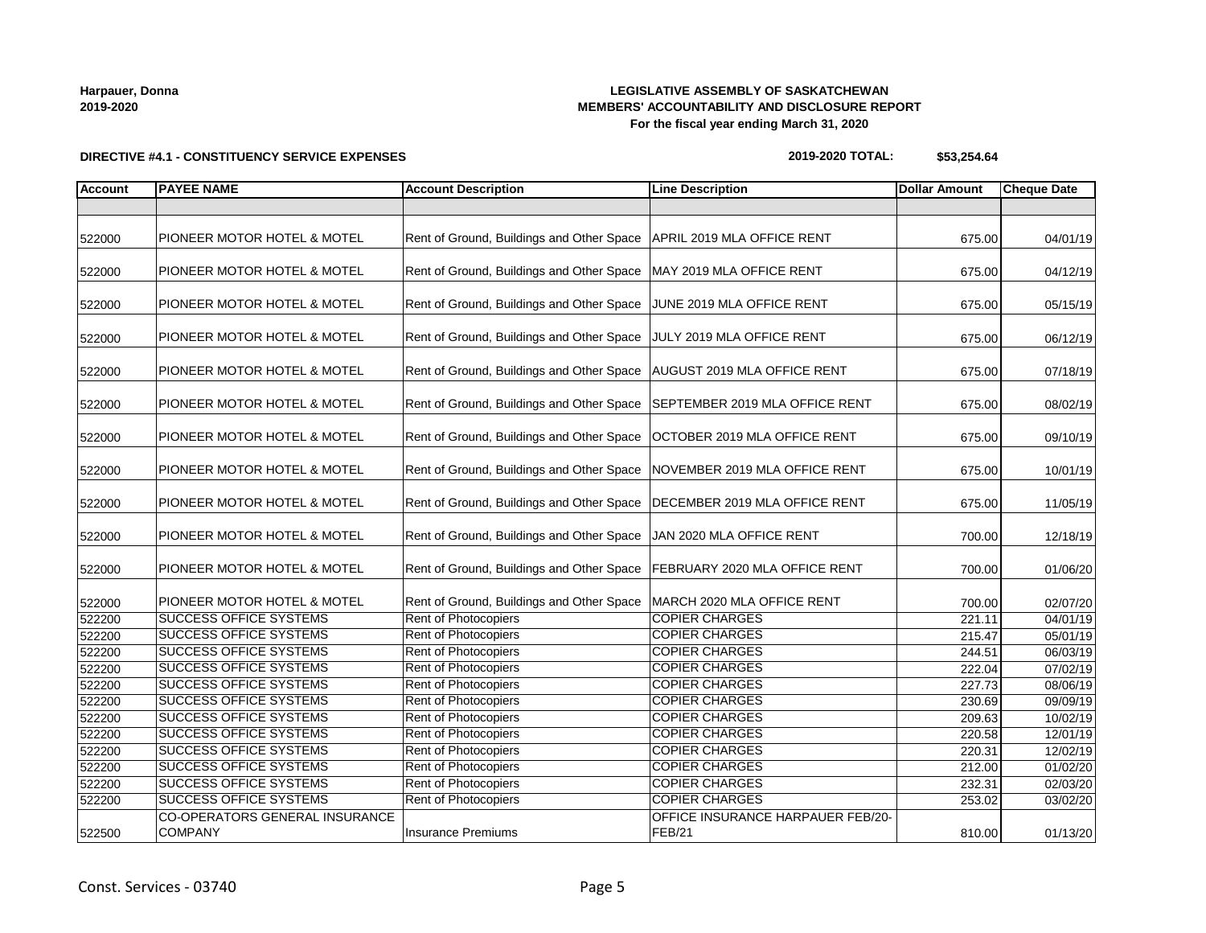**Harpauer, Donna**
**2019-2020**

**LEGISLATIVE ASSEMBLY OF SASKATCHEWAN**
**MEMBERS' ACCOUNTABILITY AND DISCLOSURE REPORT**
**For the fiscal year ending March 31, 2020**

**DIRECTIVE #4.1 - CONSTITUENCY SERVICE EXPENSES**

**2019-2020 TOTAL: $53,254.64**

| Account | PAYEE NAME | Account Description | Line Description | Dollar Amount | Cheque Date |
|---|---|---|---|---|---|
| | | | | | |
| 522000 | PIONEER MOTOR HOTEL & MOTEL | Rent of Ground, Buildings and Other Space | APRIL 2019 MLA OFFICE RENT | 675.00 | 04/01/19 |
| 522000 | PIONEER MOTOR HOTEL & MOTEL | Rent of Ground, Buildings and Other Space | MAY 2019 MLA OFFICE RENT | 675.00 | 04/12/19 |
| 522000 | PIONEER MOTOR HOTEL & MOTEL | Rent of Ground, Buildings and Other Space | JUNE 2019 MLA OFFICE RENT | 675.00 | 05/15/19 |
| 522000 | PIONEER MOTOR HOTEL & MOTEL | Rent of Ground, Buildings and Other Space | JULY 2019 MLA OFFICE RENT | 675.00 | 06/12/19 |
| 522000 | PIONEER MOTOR HOTEL & MOTEL | Rent of Ground, Buildings and Other Space | AUGUST 2019 MLA OFFICE RENT | 675.00 | 07/18/19 |
| 522000 | PIONEER MOTOR HOTEL & MOTEL | Rent of Ground, Buildings and Other Space | SEPTEMBER 2019 MLA OFFICE RENT | 675.00 | 08/02/19 |
| 522000 | PIONEER MOTOR HOTEL & MOTEL | Rent of Ground, Buildings and Other Space | OCTOBER 2019 MLA OFFICE RENT | 675.00 | 09/10/19 |
| 522000 | PIONEER MOTOR HOTEL & MOTEL | Rent of Ground, Buildings and Other Space | NOVEMBER 2019 MLA OFFICE RENT | 675.00 | 10/01/19 |
| 522000 | PIONEER MOTOR HOTEL & MOTEL | Rent of Ground, Buildings and Other Space | DECEMBER 2019 MLA OFFICE RENT | 675.00 | 11/05/19 |
| 522000 | PIONEER MOTOR HOTEL & MOTEL | Rent of Ground, Buildings and Other Space | JAN 2020 MLA OFFICE RENT | 700.00 | 12/18/19 |
| 522000 | PIONEER MOTOR HOTEL & MOTEL | Rent of Ground, Buildings and Other Space | FEBRUARY 2020 MLA OFFICE RENT | 700.00 | 01/06/20 |
| 522000 | PIONEER MOTOR HOTEL & MOTEL | Rent of Ground, Buildings and Other Space | MARCH 2020 MLA OFFICE RENT | 700.00 | 02/07/20 |
| 522200 | SUCCESS OFFICE SYSTEMS | Rent of Photocopiers | COPIER CHARGES | 221.11 | 04/01/19 |
| 522200 | SUCCESS OFFICE SYSTEMS | Rent of Photocopiers | COPIER CHARGES | 215.47 | 05/01/19 |
| 522200 | SUCCESS OFFICE SYSTEMS | Rent of Photocopiers | COPIER CHARGES | 244.51 | 06/03/19 |
| 522200 | SUCCESS OFFICE SYSTEMS | Rent of Photocopiers | COPIER CHARGES | 222.04 | 07/02/19 |
| 522200 | SUCCESS OFFICE SYSTEMS | Rent of Photocopiers | COPIER CHARGES | 227.73 | 08/06/19 |
| 522200 | SUCCESS OFFICE SYSTEMS | Rent of Photocopiers | COPIER CHARGES | 230.69 | 09/09/19 |
| 522200 | SUCCESS OFFICE SYSTEMS | Rent of Photocopiers | COPIER CHARGES | 209.63 | 10/02/19 |
| 522200 | SUCCESS OFFICE SYSTEMS | Rent of Photocopiers | COPIER CHARGES | 220.58 | 12/01/19 |
| 522200 | SUCCESS OFFICE SYSTEMS | Rent of Photocopiers | COPIER CHARGES | 220.31 | 12/02/19 |
| 522200 | SUCCESS OFFICE SYSTEMS | Rent of Photocopiers | COPIER CHARGES | 212.00 | 01/02/20 |
| 522200 | SUCCESS OFFICE SYSTEMS | Rent of Photocopiers | COPIER CHARGES | 232.31 | 02/03/20 |
| 522200 | SUCCESS OFFICE SYSTEMS | Rent of Photocopiers | COPIER CHARGES | 253.02 | 03/02/20 |
| 522500 | CO-OPERATORS GENERAL INSURANCE COMPANY | Insurance Premiums | OFFICE INSURANCE HARPAUER FEB/20-FEB/21 | 810.00 | 01/13/20 |

Const. Services - 03740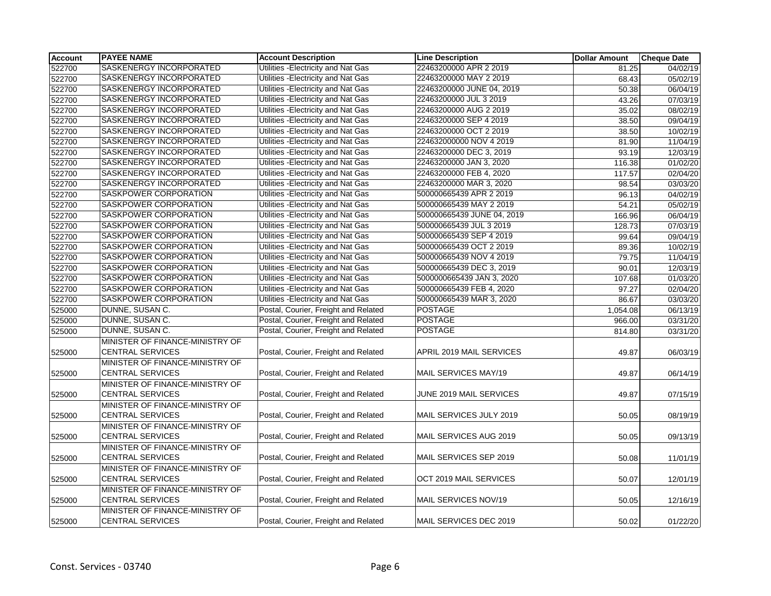| Account | PAYEE NAME | Account Description | Line Description | Dollar Amount | Cheque Date |
|---|---|---|---|---|---|
| 522700 | SASKENERGY INCORPORATED | Utilities -Electricity and Nat Gas | 22463200000 APR 2 2019 | 81.25 | 04/02/19 |
| 522700 | SASKENERGY INCORPORATED | Utilities -Electricity and Nat Gas | 22463200000 MAY 2 2019 | 68.43 | 05/02/19 |
| 522700 | SASKENERGY INCORPORATED | Utilities -Electricity and Nat Gas | 22463200000 JUNE 04, 2019 | 50.38 | 06/04/19 |
| 522700 | SASKENERGY INCORPORATED | Utilities -Electricity and Nat Gas | 22463200000 JUL 3 2019 | 43.26 | 07/03/19 |
| 522700 | SASKENERGY INCORPORATED | Utilities -Electricity and Nat Gas | 22463200000 AUG 2 2019 | 35.02 | 08/02/19 |
| 522700 | SASKENERGY INCORPORATED | Utilities -Electricity and Nat Gas | 22463200000 SEP 4 2019 | 38.50 | 09/04/19 |
| 522700 | SASKENERGY INCORPORATED | Utilities -Electricity and Nat Gas | 22463200000 OCT 2 2019 | 38.50 | 10/02/19 |
| 522700 | SASKENERGY INCORPORATED | Utilities -Electricity and Nat Gas | 224632000000 NOV 4 2019 | 81.90 | 11/04/19 |
| 522700 | SASKENERGY INCORPORATED | Utilities -Electricity and Nat Gas | 22463200000 DEC 3, 2019 | 93.19 | 12/03/19 |
| 522700 | SASKENERGY INCORPORATED | Utilities -Electricity and Nat Gas | 22463200000 JAN 3, 2020 | 116.38 | 01/02/20 |
| 522700 | SASKENERGY INCORPORATED | Utilities -Electricity and Nat Gas | 22463200000 FEB 4, 2020 | 117.57 | 02/04/20 |
| 522700 | SASKENERGY INCORPORATED | Utilities -Electricity and Nat Gas | 22463200000 MAR 3, 2020 | 98.54 | 03/03/20 |
| 522700 | SASKPOWER CORPORATION | Utilities -Electricity and Nat Gas | 500000665439 APR 2 2019 | 96.13 | 04/02/19 |
| 522700 | SASKPOWER CORPORATION | Utilities -Electricity and Nat Gas | 500000665439 MAY 2 2019 | 54.21 | 05/02/19 |
| 522700 | SASKPOWER CORPORATION | Utilities -Electricity and Nat Gas | 500000665439 JUNE 04, 2019 | 166.96 | 06/04/19 |
| 522700 | SASKPOWER CORPORATION | Utilities -Electricity and Nat Gas | 500000665439 JUL 3 2019 | 128.73 | 07/03/19 |
| 522700 | SASKPOWER CORPORATION | Utilities -Electricity and Nat Gas | 500000665439 SEP 4 2019 | 99.64 | 09/04/19 |
| 522700 | SASKPOWER CORPORATION | Utilities -Electricity and Nat Gas | 500000665439 OCT 2 2019 | 89.36 | 10/02/19 |
| 522700 | SASKPOWER CORPORATION | Utilities -Electricity and Nat Gas | 500000665439 NOV 4 2019 | 79.75 | 11/04/19 |
| 522700 | SASKPOWER CORPORATION | Utilities -Electricity and Nat Gas | 500000665439 DEC 3, 2019 | 90.01 | 12/03/19 |
| 522700 | SASKPOWER CORPORATION | Utilities -Electricity and Nat Gas | 5000000665439 JAN 3, 2020 | 107.68 | 01/03/20 |
| 522700 | SASKPOWER CORPORATION | Utilities -Electricity and Nat Gas | 500000665439 FEB 4, 2020 | 97.27 | 02/04/20 |
| 522700 | SASKPOWER CORPORATION | Utilities -Electricity and Nat Gas | 500000665439 MAR 3, 2020 | 86.67 | 03/03/20 |
| 525000 | DUNNE, SUSAN C. | Postal, Courier, Freight and Related | POSTAGE | 1,054.08 | 06/13/19 |
| 525000 | DUNNE, SUSAN C. | Postal, Courier, Freight and Related | POSTAGE | 966.00 | 03/31/20 |
| 525000 | DUNNE, SUSAN C. | Postal, Courier, Freight and Related | POSTAGE | 814.80 | 03/31/20 |
| 525000 | MINISTER OF FINANCE-MINISTRY OF CENTRAL SERVICES | Postal, Courier, Freight and Related | APRIL 2019 MAIL SERVICES | 49.87 | 06/03/19 |
| 525000 | MINISTER OF FINANCE-MINISTRY OF CENTRAL SERVICES | Postal, Courier, Freight and Related | MAIL SERVICES MAY/19 | 49.87 | 06/14/19 |
| 525000 | MINISTER OF FINANCE-MINISTRY OF CENTRAL SERVICES | Postal, Courier, Freight and Related | JUNE 2019 MAIL SERVICES | 49.87 | 07/15/19 |
| 525000 | MINISTER OF FINANCE-MINISTRY OF CENTRAL SERVICES | Postal, Courier, Freight and Related | MAIL SERVICES JULY 2019 | 50.05 | 08/19/19 |
| 525000 | MINISTER OF FINANCE-MINISTRY OF CENTRAL SERVICES | Postal, Courier, Freight and Related | MAIL SERVICES AUG 2019 | 50.05 | 09/13/19 |
| 525000 | MINISTER OF FINANCE-MINISTRY OF CENTRAL SERVICES | Postal, Courier, Freight and Related | MAIL SERVICES SEP 2019 | 50.08 | 11/01/19 |
| 525000 | MINISTER OF FINANCE-MINISTRY OF CENTRAL SERVICES | Postal, Courier, Freight and Related | OCT 2019 MAIL SERVICES | 50.07 | 12/01/19 |
| 525000 | MINISTER OF FINANCE-MINISTRY OF CENTRAL SERVICES | Postal, Courier, Freight and Related | MAIL SERVICES NOV/19 | 50.05 | 12/16/19 |
| 525000 | MINISTER OF FINANCE-MINISTRY OF CENTRAL SERVICES | Postal, Courier, Freight and Related | MAIL SERVICES DEC 2019 | 50.02 | 01/22/20 |

Const. Services - 03740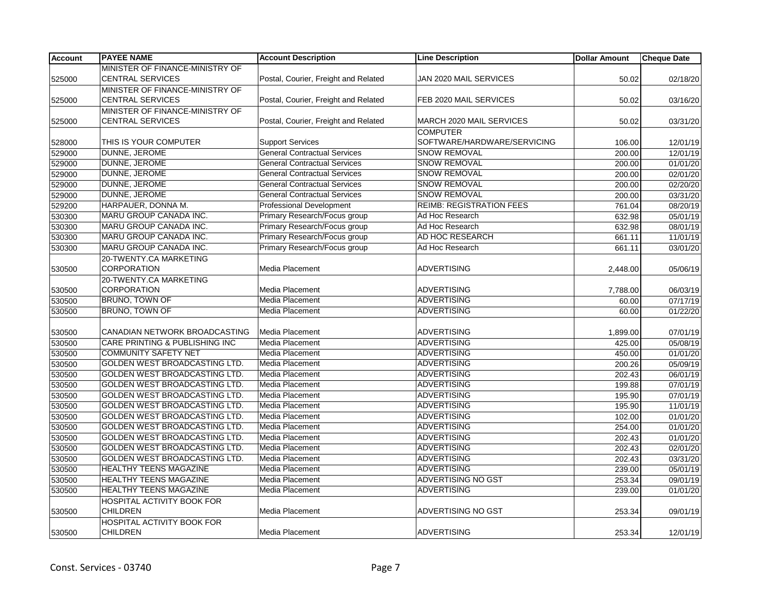| Account | PAYEE NAME | Account Description | Line Description | Dollar Amount | Cheque Date |
|---|---|---|---|---|---|
| 525000 | MINISTER OF FINANCE-MINISTRY OF CENTRAL SERVICES | Postal, Courier, Freight and Related | JAN 2020 MAIL SERVICES | 50.02 | 02/18/20 |
| 525000 | MINISTER OF FINANCE-MINISTRY OF CENTRAL SERVICES | Postal, Courier, Freight and Related | FEB 2020 MAIL SERVICES | 50.02 | 03/16/20 |
| 525000 | MINISTER OF FINANCE-MINISTRY OF CENTRAL SERVICES | Postal, Courier, Freight and Related | MARCH 2020 MAIL SERVICES | 50.02 | 03/31/20 |
| 528000 | THIS IS YOUR COMPUTER | Support Services | COMPUTER SOFTWARE/HARDWARE/SERVICING | 106.00 | 12/01/19 |
| 529000 | DUNNE, JEROME | General Contractual Services | SNOW REMOVAL | 200.00 | 12/01/19 |
| 529000 | DUNNE, JEROME | General Contractual Services | SNOW REMOVAL | 200.00 | 01/01/20 |
| 529000 | DUNNE, JEROME | General Contractual Services | SNOW REMOVAL | 200.00 | 02/01/20 |
| 529000 | DUNNE, JEROME | General Contractual Services | SNOW REMOVAL | 200.00 | 02/20/20 |
| 529000 | DUNNE, JEROME | General Contractual Services | SNOW REMOVAL | 200.00 | 03/31/20 |
| 529200 | HARPAUER, DONNA M. | Professional Development | REIMB: REGISTRATION FEES | 761.04 | 08/20/19 |
| 530300 | MARU GROUP CANADA INC. | Primary Research/Focus group | Ad Hoc Research | 632.98 | 05/01/19 |
| 530300 | MARU GROUP CANADA INC. | Primary Research/Focus group | Ad Hoc Research | 632.98 | 08/01/19 |
| 530300 | MARU GROUP CANADA INC. | Primary Research/Focus group | AD HOC RESEARCH | 661.11 | 11/01/19 |
| 530300 | MARU GROUP CANADA INC. | Primary Research/Focus group | Ad Hoc Research | 661.11 | 03/01/20 |
| 530500 | 20-TWENTY.CA MARKETING CORPORATION | Media Placement | ADVERTISING | 2,448.00 | 05/06/19 |
| 530500 | 20-TWENTY.CA MARKETING CORPORATION | Media Placement | ADVERTISING | 7,788.00 | 06/03/19 |
| 530500 | BRUNO, TOWN OF | Media Placement | ADVERTISING | 60.00 | 07/17/19 |
| 530500 | BRUNO, TOWN OF | Media Placement | ADVERTISING | 60.00 | 01/22/20 |
| 530500 | CANADIAN NETWORK BROADCASTING | Media Placement | ADVERTISING | 1,899.00 | 07/01/19 |
| 530500 | CARE PRINTING & PUBLISHING INC | Media Placement | ADVERTISING | 425.00 | 05/08/19 |
| 530500 | COMMUNITY SAFETY NET | Media Placement | ADVERTISING | 450.00 | 01/01/20 |
| 530500 | GOLDEN WEST BROADCASTING LTD. | Media Placement | ADVERTISING | 200.26 | 05/09/19 |
| 530500 | GOLDEN WEST BROADCASTING LTD. | Media Placement | ADVERTISING | 202.43 | 06/01/19 |
| 530500 | GOLDEN WEST BROADCASTING LTD. | Media Placement | ADVERTISING | 199.88 | 07/01/19 |
| 530500 | GOLDEN WEST BROADCASTING LTD. | Media Placement | ADVERTISING | 195.90 | 07/01/19 |
| 530500 | GOLDEN WEST BROADCASTING LTD. | Media Placement | ADVERTISING | 195.90 | 11/01/19 |
| 530500 | GOLDEN WEST BROADCASTING LTD. | Media Placement | ADVERTISING | 102.00 | 01/01/20 |
| 530500 | GOLDEN WEST BROADCASTING LTD. | Media Placement | ADVERTISING | 254.00 | 01/01/20 |
| 530500 | GOLDEN WEST BROADCASTING LTD. | Media Placement | ADVERTISING | 202.43 | 01/01/20 |
| 530500 | GOLDEN WEST BROADCASTING LTD. | Media Placement | ADVERTISING | 202.43 | 02/01/20 |
| 530500 | GOLDEN WEST BROADCASTING LTD. | Media Placement | ADVERTISING | 202.43 | 03/31/20 |
| 530500 | HEALTHY TEENS MAGAZINE | Media Placement | ADVERTISING | 239.00 | 05/01/19 |
| 530500 | HEALTHY TEENS MAGAZINE | Media Placement | ADVERTISING NO GST | 253.34 | 09/01/19 |
| 530500 | HEALTHY TEENS MAGAZINE | Media Placement | ADVERTISING | 239.00 | 01/01/20 |
| 530500 | HOSPITAL ACTIVITY BOOK FOR CHILDREN | Media Placement | ADVERTISING NO GST | 253.34 | 09/01/19 |
| 530500 | HOSPITAL ACTIVITY BOOK FOR CHILDREN | Media Placement | ADVERTISING | 253.34 | 12/01/19 |

Const. Services - 03740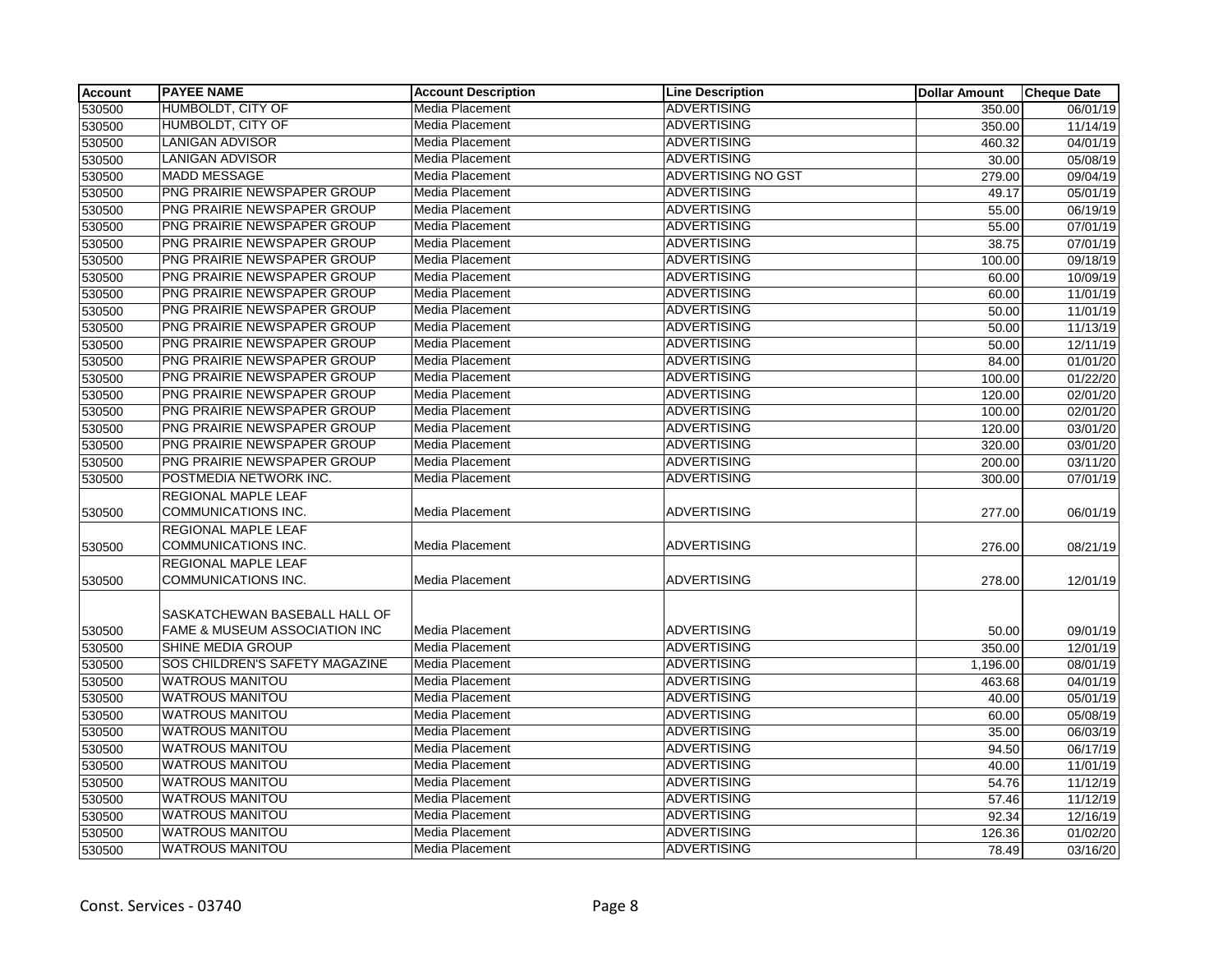| Account | PAYEE NAME | Account Description | Line Description | Dollar Amount | Cheque Date |
|---|---|---|---|---|---|
| 530500 | HUMBOLDT, CITY OF | Media Placement | ADVERTISING | 350.00 | 06/01/19 |
| 530500 | HUMBOLDT, CITY OF | Media Placement | ADVERTISING | 350.00 | 11/14/19 |
| 530500 | LANIGAN ADVISOR | Media Placement | ADVERTISING | 460.32 | 04/01/19 |
| 530500 | LANIGAN ADVISOR | Media Placement | ADVERTISING | 30.00 | 05/08/19 |
| 530500 | MADD MESSAGE | Media Placement | ADVERTISING NO GST | 279.00 | 09/04/19 |
| 530500 | PNG PRAIRIE NEWSPAPER GROUP | Media Placement | ADVERTISING | 49.17 | 05/01/19 |
| 530500 | PNG PRAIRIE NEWSPAPER GROUP | Media Placement | ADVERTISING | 55.00 | 06/19/19 |
| 530500 | PNG PRAIRIE NEWSPAPER GROUP | Media Placement | ADVERTISING | 55.00 | 07/01/19 |
| 530500 | PNG PRAIRIE NEWSPAPER GROUP | Media Placement | ADVERTISING | 38.75 | 07/01/19 |
| 530500 | PNG PRAIRIE NEWSPAPER GROUP | Media Placement | ADVERTISING | 100.00 | 09/18/19 |
| 530500 | PNG PRAIRIE NEWSPAPER GROUP | Media Placement | ADVERTISING | 60.00 | 10/09/19 |
| 530500 | PNG PRAIRIE NEWSPAPER GROUP | Media Placement | ADVERTISING | 60.00 | 11/01/19 |
| 530500 | PNG PRAIRIE NEWSPAPER GROUP | Media Placement | ADVERTISING | 50.00 | 11/01/19 |
| 530500 | PNG PRAIRIE NEWSPAPER GROUP | Media Placement | ADVERTISING | 50.00 | 11/13/19 |
| 530500 | PNG PRAIRIE NEWSPAPER GROUP | Media Placement | ADVERTISING | 50.00 | 12/11/19 |
| 530500 | PNG PRAIRIE NEWSPAPER GROUP | Media Placement | ADVERTISING | 84.00 | 01/01/20 |
| 530500 | PNG PRAIRIE NEWSPAPER GROUP | Media Placement | ADVERTISING | 100.00 | 01/22/20 |
| 530500 | PNG PRAIRIE NEWSPAPER GROUP | Media Placement | ADVERTISING | 120.00 | 02/01/20 |
| 530500 | PNG PRAIRIE NEWSPAPER GROUP | Media Placement | ADVERTISING | 100.00 | 02/01/20 |
| 530500 | PNG PRAIRIE NEWSPAPER GROUP | Media Placement | ADVERTISING | 120.00 | 03/01/20 |
| 530500 | PNG PRAIRIE NEWSPAPER GROUP | Media Placement | ADVERTISING | 320.00 | 03/01/20 |
| 530500 | PNG PRAIRIE NEWSPAPER GROUP | Media Placement | ADVERTISING | 200.00 | 03/11/20 |
| 530500 | POSTMEDIA NETWORK INC. | Media Placement | ADVERTISING | 300.00 | 07/01/19 |
| 530500 | REGIONAL MAPLE LEAF COMMUNICATIONS INC. | Media Placement | ADVERTISING | 277.00 | 06/01/19 |
| 530500 | REGIONAL MAPLE LEAF COMMUNICATIONS INC. | Media Placement | ADVERTISING | 276.00 | 08/21/19 |
| 530500 | REGIONAL MAPLE LEAF COMMUNICATIONS INC. | Media Placement | ADVERTISING | 278.00 | 12/01/19 |
| 530500 | SASKATCHEWAN BASEBALL HALL OF FAME & MUSEUM ASSOCIATION INC | Media Placement | ADVERTISING | 50.00 | 09/01/19 |
| 530500 | SHINE MEDIA GROUP | Media Placement | ADVERTISING | 350.00 | 12/01/19 |
| 530500 | SOS CHILDREN'S SAFETY MAGAZINE | Media Placement | ADVERTISING | 1,196.00 | 08/01/19 |
| 530500 | WATROUS MANITOU | Media Placement | ADVERTISING | 463.68 | 04/01/19 |
| 530500 | WATROUS MANITOU | Media Placement | ADVERTISING | 40.00 | 05/01/19 |
| 530500 | WATROUS MANITOU | Media Placement | ADVERTISING | 60.00 | 05/08/19 |
| 530500 | WATROUS MANITOU | Media Placement | ADVERTISING | 35.00 | 06/03/19 |
| 530500 | WATROUS MANITOU | Media Placement | ADVERTISING | 94.50 | 06/17/19 |
| 530500 | WATROUS MANITOU | Media Placement | ADVERTISING | 40.00 | 11/01/19 |
| 530500 | WATROUS MANITOU | Media Placement | ADVERTISING | 54.76 | 11/12/19 |
| 530500 | WATROUS MANITOU | Media Placement | ADVERTISING | 57.46 | 11/12/19 |
| 530500 | WATROUS MANITOU | Media Placement | ADVERTISING | 92.34 | 12/16/19 |
| 530500 | WATROUS MANITOU | Media Placement | ADVERTISING | 126.36 | 01/02/20 |
| 530500 | WATROUS MANITOU | Media Placement | ADVERTISING | 78.49 | 03/16/20 |

Const. Services - 03740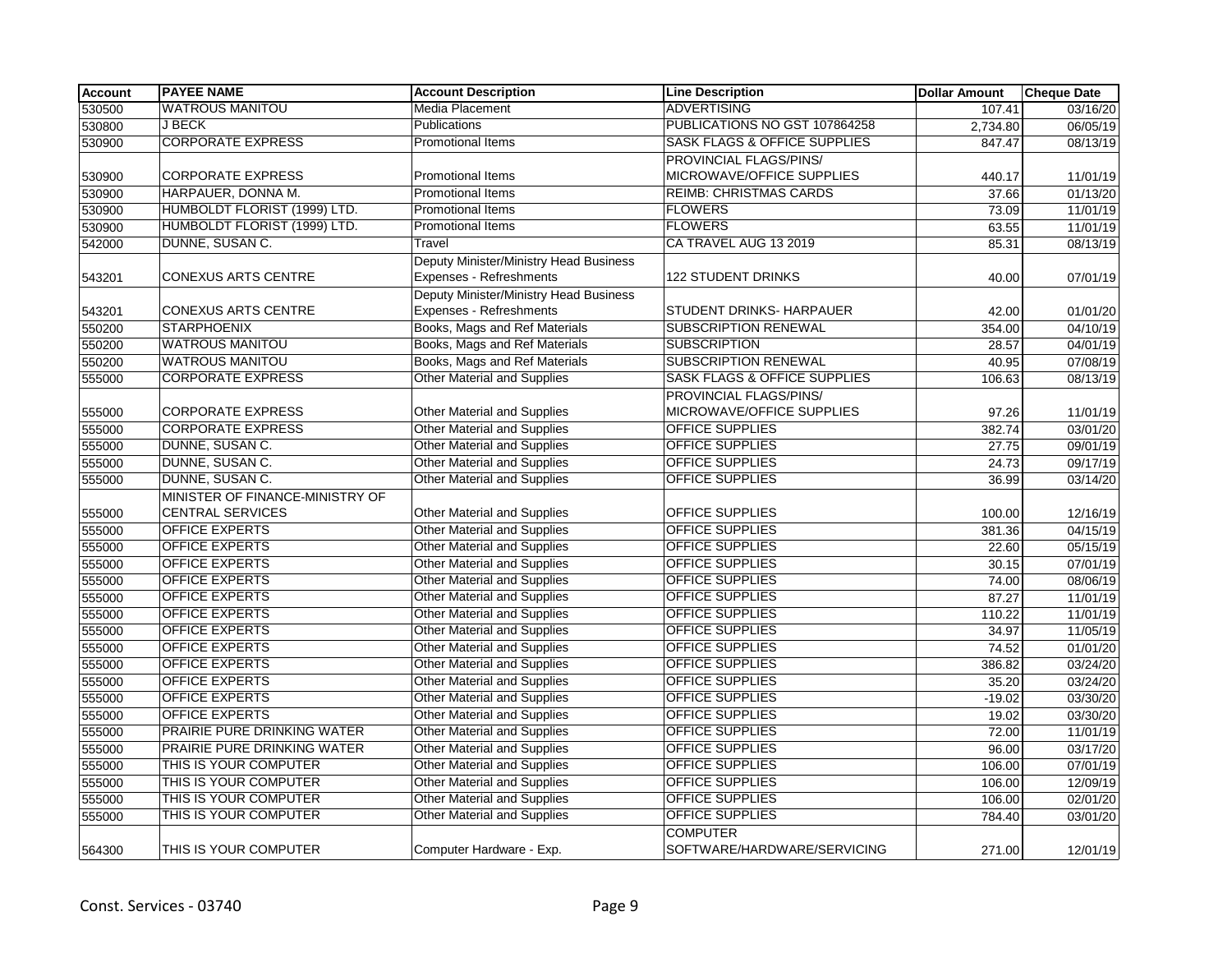| Account | PAYEE NAME | Account Description | Line Description | Dollar Amount | Cheque Date |
|---|---|---|---|---|---|
| 530500 | WATROUS MANITOU | Media Placement | ADVERTISING | 107.41 | 03/16/20 |
| 530800 | J BECK | Publications | PUBLICATIONS NO GST 107864258 | 2,734.80 | 06/05/19 |
| 530900 | CORPORATE EXPRESS | Promotional Items | SASK FLAGS & OFFICE SUPPLIES | 847.47 | 08/13/19 |
| 530900 | CORPORATE EXPRESS | Promotional Items | PROVINCIAL FLAGS/PINS/ MICROWAVE/OFFICE SUPPLIES | 440.17 | 11/01/19 |
| 530900 | HARPAUER, DONNA M. | Promotional Items | REIMB: CHRISTMAS CARDS | 37.66 | 01/13/20 |
| 530900 | HUMBOLDT FLORIST (1999) LTD. | Promotional Items | FLOWERS | 73.09 | 11/01/19 |
| 530900 | HUMBOLDT FLORIST (1999) LTD. | Promotional Items | FLOWERS | 63.55 | 11/01/19 |
| 542000 | DUNNE, SUSAN C. | Travel | CA TRAVEL AUG 13 2019 | 85.31 | 08/13/19 |
| 543201 | CONEXUS ARTS CENTRE | Deputy Minister/Ministry Head Business Expenses - Refreshments | 122 STUDENT DRINKS | 40.00 | 07/01/19 |
| 543201 | CONEXUS ARTS CENTRE | Deputy Minister/Ministry Head Business Expenses - Refreshments | STUDENT DRINKS- HARPAUER | 42.00 | 01/01/20 |
| 550200 | STARPHOENIX | Books, Mags and Ref Materials | SUBSCRIPTION RENEWAL | 354.00 | 04/10/19 |
| 550200 | WATROUS MANITOU | Books, Mags and Ref Materials | SUBSCRIPTION | 28.57 | 04/01/19 |
| 550200 | WATROUS MANITOU | Books, Mags and Ref Materials | SUBSCRIPTION RENEWAL | 40.95 | 07/08/19 |
| 555000 | CORPORATE EXPRESS | Other Material and Supplies | SASK FLAGS & OFFICE SUPPLIES | 106.63 | 08/13/19 |
| 555000 | CORPORATE EXPRESS | Other Material and Supplies | PROVINCIAL FLAGS/PINS/ MICROWAVE/OFFICE SUPPLIES | 97.26 | 11/01/19 |
| 555000 | CORPORATE EXPRESS | Other Material and Supplies | OFFICE SUPPLIES | 382.74 | 03/01/20 |
| 555000 | DUNNE, SUSAN C. | Other Material and Supplies | OFFICE SUPPLIES | 27.75 | 09/01/19 |
| 555000 | DUNNE, SUSAN C. | Other Material and Supplies | OFFICE SUPPLIES | 24.73 | 09/17/19 |
| 555000 | DUNNE, SUSAN C. | Other Material and Supplies | OFFICE SUPPLIES | 36.99 | 03/14/20 |
| 555000 | MINISTER OF FINANCE-MINISTRY OF CENTRAL SERVICES | Other Material and Supplies | OFFICE SUPPLIES | 100.00 | 12/16/19 |
| 555000 | OFFICE EXPERTS | Other Material and Supplies | OFFICE SUPPLIES | 381.36 | 04/15/19 |
| 555000 | OFFICE EXPERTS | Other Material and Supplies | OFFICE SUPPLIES | 22.60 | 05/15/19 |
| 555000 | OFFICE EXPERTS | Other Material and Supplies | OFFICE SUPPLIES | 30.15 | 07/01/19 |
| 555000 | OFFICE EXPERTS | Other Material and Supplies | OFFICE SUPPLIES | 74.00 | 08/06/19 |
| 555000 | OFFICE EXPERTS | Other Material and Supplies | OFFICE SUPPLIES | 87.27 | 11/01/19 |
| 555000 | OFFICE EXPERTS | Other Material and Supplies | OFFICE SUPPLIES | 110.22 | 11/01/19 |
| 555000 | OFFICE EXPERTS | Other Material and Supplies | OFFICE SUPPLIES | 34.97 | 11/05/19 |
| 555000 | OFFICE EXPERTS | Other Material and Supplies | OFFICE SUPPLIES | 74.52 | 01/01/20 |
| 555000 | OFFICE EXPERTS | Other Material and Supplies | OFFICE SUPPLIES | 386.82 | 03/24/20 |
| 555000 | OFFICE EXPERTS | Other Material and Supplies | OFFICE SUPPLIES | 35.20 | 03/24/20 |
| 555000 | OFFICE EXPERTS | Other Material and Supplies | OFFICE SUPPLIES | -19.02 | 03/30/20 |
| 555000 | OFFICE EXPERTS | Other Material and Supplies | OFFICE SUPPLIES | 19.02 | 03/30/20 |
| 555000 | PRAIRIE PURE DRINKING WATER | Other Material and Supplies | OFFICE SUPPLIES | 72.00 | 11/01/19 |
| 555000 | PRAIRIE PURE DRINKING WATER | Other Material and Supplies | OFFICE SUPPLIES | 96.00 | 03/17/20 |
| 555000 | THIS IS YOUR COMPUTER | Other Material and Supplies | OFFICE SUPPLIES | 106.00 | 07/01/19 |
| 555000 | THIS IS YOUR COMPUTER | Other Material and Supplies | OFFICE SUPPLIES | 106.00 | 12/09/19 |
| 555000 | THIS IS YOUR COMPUTER | Other Material and Supplies | OFFICE SUPPLIES | 106.00 | 02/01/20 |
| 555000 | THIS IS YOUR COMPUTER | Other Material and Supplies | OFFICE SUPPLIES | 784.40 | 03/01/20 |
| 564300 | THIS IS YOUR COMPUTER | Computer Hardware - Exp. | COMPUTER SOFTWARE/HARDWARE/SERVICING | 271.00 | 12/01/19 |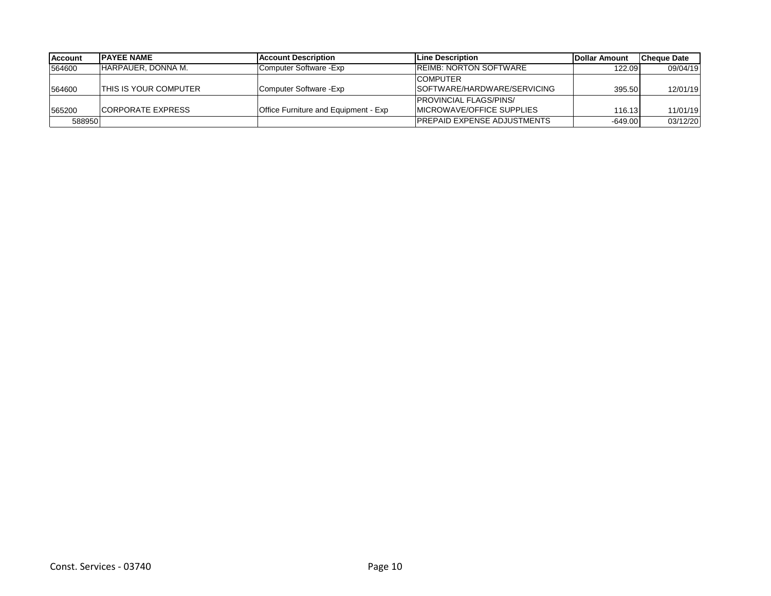| Account | PAYEE NAME | Account Description | Line Description | Dollar Amount | Cheque Date |
|---|---|---|---|---|---|
| 564600 | HARPAUER, DONNA M. | Computer Software -Exp | REIMB: NORTON SOFTWARE | 122.09 | 09/04/19 |
| 564600 | THIS IS YOUR COMPUTER | Computer Software -Exp | COMPUTER SOFTWARE/HARDWARE/SERVICING | 395.50 | 12/01/19 |
| 565200 | CORPORATE EXPRESS | Office Furniture and Equipment - Exp | PROVINCIAL FLAGS/PINS/ MICROWAVE/OFFICE SUPPLIES | 116.13 | 11/01/19 |
| 588950 | | | PREPAID EXPENSE ADJUSTMENTS | -649.00 | 03/12/20 |

Const. Services - 03740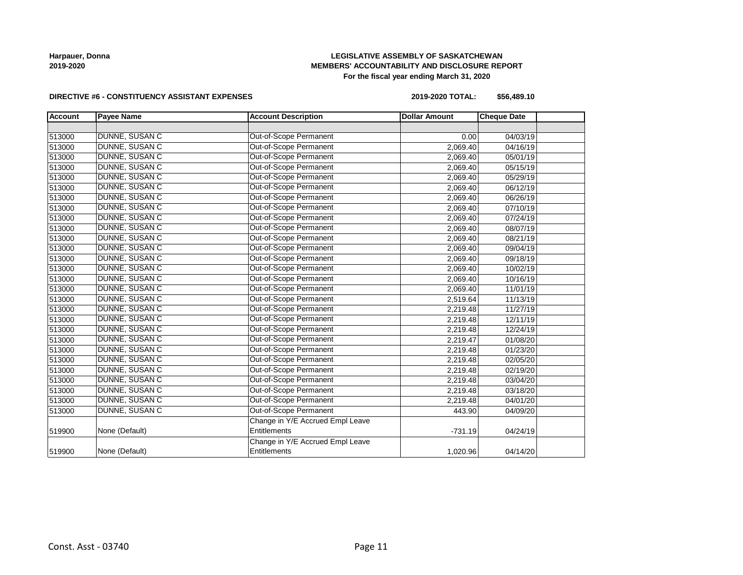**Harpauer, Donna**
**2019-2020**

**LEGISLATIVE ASSEMBLY OF SASKATCHEWAN**
**MEMBERS' ACCOUNTABILITY AND DISCLOSURE REPORT**
**For the fiscal year ending March 31, 2020**

**DIRECTIVE #6 - CONSTITUENCY ASSISTANT EXPENSES** **2019-2020 TOTAL: $56,489.10**

| Account | Payee Name | Account Description | Dollar Amount | Cheque Date | |
|---|---|---|---|---|---|
| | | | | | |
| 513000 | DUNNE, SUSAN C | Out-of-Scope Permanent | 0.00 | 04/03/19 | |
| 513000 | DUNNE, SUSAN C | Out-of-Scope Permanent | 2,069.40 | 04/16/19 | |
| 513000 | DUNNE, SUSAN C | Out-of-Scope Permanent | 2,069.40 | 05/01/19 | |
| 513000 | DUNNE, SUSAN C | Out-of-Scope Permanent | 2,069.40 | 05/15/19 | |
| 513000 | DUNNE, SUSAN C | Out-of-Scope Permanent | 2,069.40 | 05/29/19 | |
| 513000 | DUNNE, SUSAN C | Out-of-Scope Permanent | 2,069.40 | 06/12/19 | |
| 513000 | DUNNE, SUSAN C | Out-of-Scope Permanent | 2,069.40 | 06/26/19 | |
| 513000 | DUNNE, SUSAN C | Out-of-Scope Permanent | 2,069.40 | 07/10/19 | |
| 513000 | DUNNE, SUSAN C | Out-of-Scope Permanent | 2,069.40 | 07/24/19 | |
| 513000 | DUNNE, SUSAN C | Out-of-Scope Permanent | 2,069.40 | 08/07/19 | |
| 513000 | DUNNE, SUSAN C | Out-of-Scope Permanent | 2,069.40 | 08/21/19 | |
| 513000 | DUNNE, SUSAN C | Out-of-Scope Permanent | 2,069.40 | 09/04/19 | |
| 513000 | DUNNE, SUSAN C | Out-of-Scope Permanent | 2,069.40 | 09/18/19 | |
| 513000 | DUNNE, SUSAN C | Out-of-Scope Permanent | 2,069.40 | 10/02/19 | |
| 513000 | DUNNE, SUSAN C | Out-of-Scope Permanent | 2,069.40 | 10/16/19 | |
| 513000 | DUNNE, SUSAN C | Out-of-Scope Permanent | 2,069.40 | 11/01/19 | |
| 513000 | DUNNE, SUSAN C | Out-of-Scope Permanent | 2,519.64 | 11/13/19 | |
| 513000 | DUNNE, SUSAN C | Out-of-Scope Permanent | 2,219.48 | 11/27/19 | |
| 513000 | DUNNE, SUSAN C | Out-of-Scope Permanent | 2,219.48 | 12/11/19 | |
| 513000 | DUNNE, SUSAN C | Out-of-Scope Permanent | 2,219.48 | 12/24/19 | |
| 513000 | DUNNE, SUSAN C | Out-of-Scope Permanent | 2,219.47 | 01/08/20 | |
| 513000 | DUNNE, SUSAN C | Out-of-Scope Permanent | 2,219.48 | 01/23/20 | |
| 513000 | DUNNE, SUSAN C | Out-of-Scope Permanent | 2,219.48 | 02/05/20 | |
| 513000 | DUNNE, SUSAN C | Out-of-Scope Permanent | 2,219.48 | 02/19/20 | |
| 513000 | DUNNE, SUSAN C | Out-of-Scope Permanent | 2,219.48 | 03/04/20 | |
| 513000 | DUNNE, SUSAN C | Out-of-Scope Permanent | 2,219.48 | 03/18/20 | |
| 513000 | DUNNE, SUSAN C | Out-of-Scope Permanent | 2,219.48 | 04/01/20 | |
| 513000 | DUNNE, SUSAN C | Out-of-Scope Permanent | 443.90 | 04/09/20 | |
| 519900 | None (Default) | Change in Y/E Accrued Empl Leave Entitlements | -731.19 | 04/24/19 | |
| 519900 | None (Default) | Change in Y/E Accrued Empl Leave Entitlements | 1,020.96 | 04/14/20 | |

Const. Asst - 03740